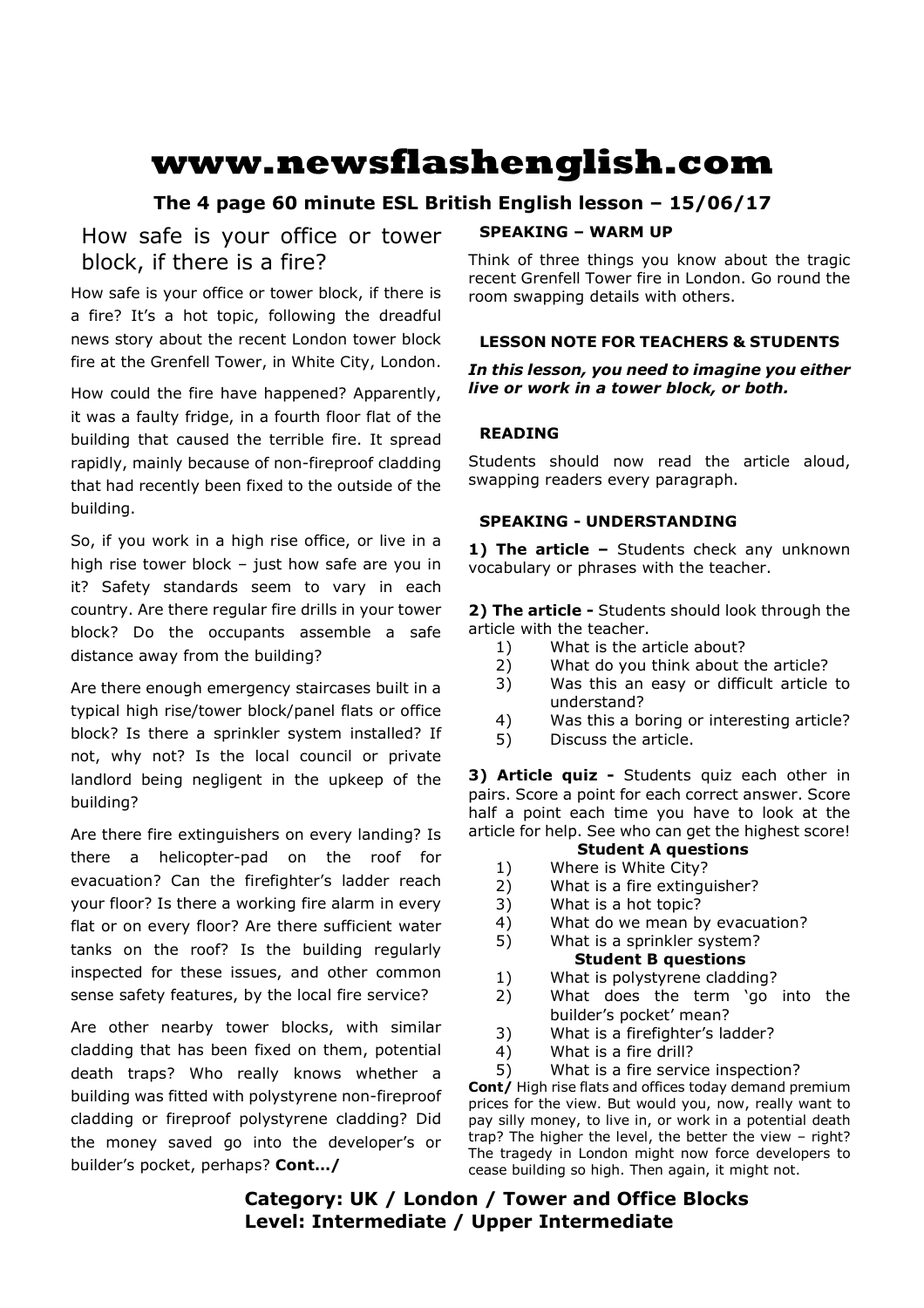# www.newsflashenglish.com

**The 4 page 60 minute ESL British English lesson – 15/06/17**

## How safe is your office or tower block, if there is a fire?

How safe is your office or tower block, if there is a fire? It's a hot topic, following the dreadful news story about the recent London tower block fire at the Grenfell Tower, in White City, London.

How could the fire have happened? Apparently, it was a faulty fridge, in a fourth floor flat of the building that caused the terrible fire. It spread rapidly, mainly because of non-fireproof cladding that had recently been fixed to the outside of the building.

So, if you work in a high rise office, or live in a high rise tower block – just how safe are you in it? Safety standards seem to vary in each country. Are there regular fire drills in your tower block? Do the occupants assemble a safe distance away from the building?

Are there enough emergency staircases built in a typical high rise/tower block/panel flats or office block? Is there a sprinkler system installed? If not, why not? Is the local council or private landlord being negligent in the upkeep of the building?

Are there fire extinguishers on every landing? Is there a helicopter-pad on the roof for evacuation? Can the firefighter's ladder reach your floor? Is there a working fire alarm in every flat or on every floor? Are there sufficient water tanks on the roof? Is the building regularly inspected for these issues, and other common sense safety features, by the local fire service?

Are other nearby tower blocks, with similar cladding that has been fixed on them, potential death traps? Who really knows whether a building was fitted with polystyrene non-fireproof cladding or fireproof polystyrene cladding? Did the money saved go into the developer's or builder's pocket, perhaps? **Cont.../**

### SPEAKING – WARM UP

Think of three things you know about the tragic recent Grenfell Tower fire in London. Go round the room swapping details with others.

### LESSON NOTE FOR TEACHERS & STUDENTS

***In this lesson, you need to imagine you either live or work in a tower block, or both.***

### READING

Students should now read the article aloud, swapping readers every paragraph.

### SPEAKING - UNDERSTANDING

**1) The article –** Students check any unknown vocabulary or phrases with the teacher.

**2) The article -** Students should look through the article with the teacher.

1) What is the article about?
2) What do you think about the article?
3) Was this an easy or difficult article to understand?
4) Was this a boring or interesting article?
5) Discuss the article.

**3) Article quiz -** Students quiz each other in pairs. Score a point for each correct answer. Score half a point each time you have to look at the article for help. See who can get the highest score!

**Student A questions**

1) Where is White City?
2) What is a fire extinguisher?
3) What is a hot topic?
4) What do we mean by evacuation?
5) What is a sprinkler system?

**Student B questions**

1) What is polystyrene cladding?
2) What does the term 'go into the builder's pocket' mean?
3) What is a firefighter's ladder?
4) What is a fire drill?
5) What is a fire service inspection?

**Cont/** High rise flats and offices today demand premium prices for the view. But would you, now, really want to pay silly money, to live in, or work in a potential death trap? The higher the level, the better the view – right? The tragedy in London might now force developers to cease building so high. Then again, it might not.

**Category: UK / London / Tower and Office Blocks**
**Level: Intermediate / Upper Intermediate**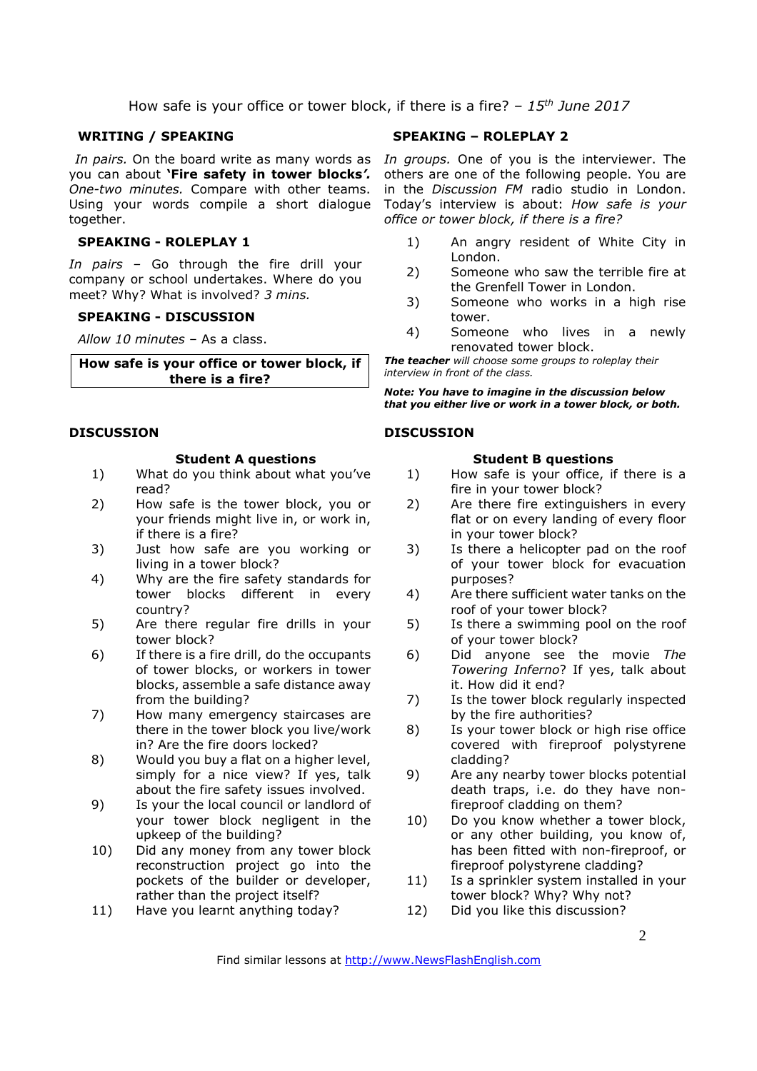How safe is your office or tower block, if there is a fire? – *15th June 2017*

### WRITING / SPEAKING

*In pairs.* On the board write as many words as you can about **'Fire safety in tower blocks'.** *One-two minutes.* Compare with other teams. Using your words compile a short dialogue together.

### SPEAKING - ROLEPLAY 1

*In pairs* – Go through the fire drill your company or school undertakes. Where do you meet? Why? What is involved? *3 mins.*

### SPEAKING - DISCUSSION

*Allow 10 minutes* – As a class.

**How safe is your office or tower block, if there is a fire?**

### SPEAKING – ROLEPLAY 2

*In groups.* One of you is the interviewer. The others are one of the following people. You are in the *Discussion FM* radio studio in London. Today's interview is about: *How safe is your office or tower block, if there is a fire?*

1) An angry resident of White City in London.
2) Someone who saw the terrible fire at the Grenfell Tower in London.
3) Someone who works in a high rise tower.
4) Someone who lives in a newly renovated tower block.

***The teacher*** *will choose some groups to roleplay their interview in front of the class.*

***Note: You have to imagine in the discussion below that you either live or work in a tower block, or both.***

### DISCUSSION

**Student A questions**

1) What do you think about what you've read?
2) How safe is the tower block, you or your friends might live in, or work in, if there is a fire?
3) Just how safe are you working or living in a tower block?
4) Why are the fire safety standards for tower blocks different in every country?
5) Are there regular fire drills in your tower block?
6) If there is a fire drill, do the occupants of tower blocks, or workers in tower blocks, assemble a safe distance away from the building?
7) How many emergency staircases are there in the tower block you live/work in? Are the fire doors locked?
8) Would you buy a flat on a higher level, simply for a nice view? If yes, talk about the fire safety issues involved.
9) Is your the local council or landlord of your tower block negligent in the upkeep of the building?
10) Did any money from any tower block reconstruction project go into the pockets of the builder or developer, rather than the project itself?
11) Have you learnt anything today?

### DISCUSSION

**Student B questions**

1) How safe is your office, if there is a fire in your tower block?
2) Are there fire extinguishers in every flat or on every landing of every floor in your tower block?
3) Is there a helicopter pad on the roof of your tower block for evacuation purposes?
4) Are there sufficient water tanks on the roof of your tower block?
5) Is there a swimming pool on the roof of your tower block?
6) Did anyone see the movie *The Towering Inferno*? If yes, talk about it. How did it end?
7) Is the tower block regularly inspected by the fire authorities?
8) Is your tower block or high rise office covered with fireproof polystyrene cladding?
9) Are any nearby tower blocks potential death traps, i.e. do they have non-fireproof cladding on them?
10) Do you know whether a tower block, or any other building, you know of, has been fitted with non-fireproof, or fireproof polystyrene cladding?
11) Is a sprinkler system installed in your tower block? Why? Why not?
12) Did you like this discussion?

Find similar lessons at http://www.NewsFlashEnglish.com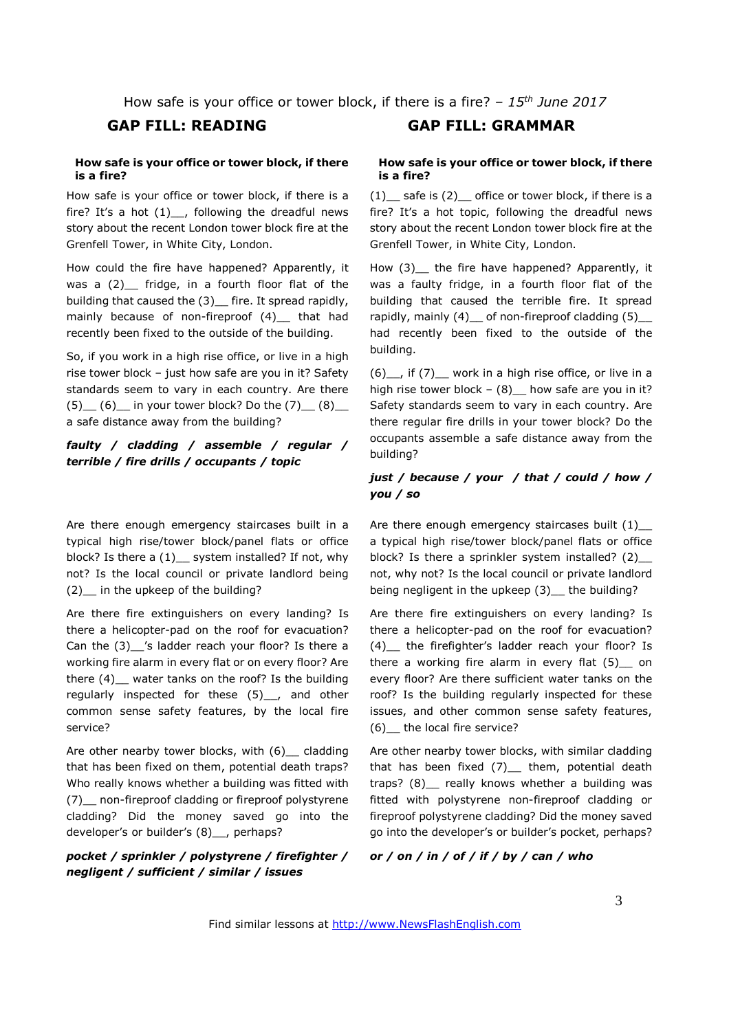How safe is your office or tower block, if there is a fire? – *15th June 2017*

## GAP FILL: READING

**How safe is your office or tower block, if there is a fire?**

How safe is your office or tower block, if there is a fire? It's a hot (1)__, following the dreadful news story about the recent London tower block fire at the Grenfell Tower, in White City, London.

How could the fire have happened? Apparently, it was a (2)__ fridge, in a fourth floor flat of the building that caused the (3)__ fire. It spread rapidly, mainly because of non-fireproof (4)__ that had recently been fixed to the outside of the building.

So, if you work in a high rise office, or live in a high rise tower block – just how safe are you in it? Safety standards seem to vary in each country. Are there (5)__ (6)__ in your tower block? Do the (7)__ (8)__ a safe distance away from the building?

***faulty / cladding / assemble / regular / terrible / fire drills / occupants / topic***

Are there enough emergency staircases built in a typical high rise/tower block/panel flats or office block? Is there a (1)__ system installed? If not, why not? Is the local council or private landlord being (2)__ in the upkeep of the building?

Are there fire extinguishers on every landing? Is there a helicopter-pad on the roof for evacuation? Can the (3)__'s ladder reach your floor? Is there a working fire alarm in every flat or on every floor? Are there (4)__ water tanks on the roof? Is the building regularly inspected for these (5)__, and other common sense safety features, by the local fire service?

Are other nearby tower blocks, with (6)__ cladding that has been fixed on them, potential death traps? Who really knows whether a building was fitted with (7)__ non-fireproof cladding or fireproof polystyrene cladding? Did the money saved go into the developer's or builder's (8)__, perhaps?

***pocket / sprinkler / polystyrene / firefighter / negligent / sufficient / similar / issues***

## GAP FILL: GRAMMAR

**How safe is your office or tower block, if there is a fire?**

(1)__ safe is (2)__ office or tower block, if there is a fire? It's a hot topic, following the dreadful news story about the recent London tower block fire at the Grenfell Tower, in White City, London.

How (3)__ the fire have happened? Apparently, it was a faulty fridge, in a fourth floor flat of the building that caused the terrible fire. It spread rapidly, mainly (4)__ of non-fireproof cladding (5)__ had recently been fixed to the outside of the building.

(6)__, if (7)__ work in a high rise office, or live in a high rise tower block – (8)__ how safe are you in it? Safety standards seem to vary in each country. Are there regular fire drills in your tower block? Do the occupants assemble a safe distance away from the building?

***just / because / your / that / could / how / you / so***

Are there enough emergency staircases built (1)__ a typical high rise/tower block/panel flats or office block? Is there a sprinkler system installed? (2)__ not, why not? Is the local council or private landlord being negligent in the upkeep (3)__ the building?

Are there fire extinguishers on every landing? Is there a helicopter-pad on the roof for evacuation? (4)__ the firefighter's ladder reach your floor? Is there a working fire alarm in every flat (5)__ on every floor? Are there sufficient water tanks on the roof? Is the building regularly inspected for these issues, and other common sense safety features, (6)__ the local fire service?

Are other nearby tower blocks, with similar cladding that has been fixed (7)__ them, potential death traps? (8)__ really knows whether a building was fitted with polystyrene non-fireproof cladding or fireproof polystyrene cladding? Did the money saved go into the developer's or builder's pocket, perhaps?

***or / on / in / of / if / by / can / who***

Find similar lessons at http://www.NewsFlashEnglish.com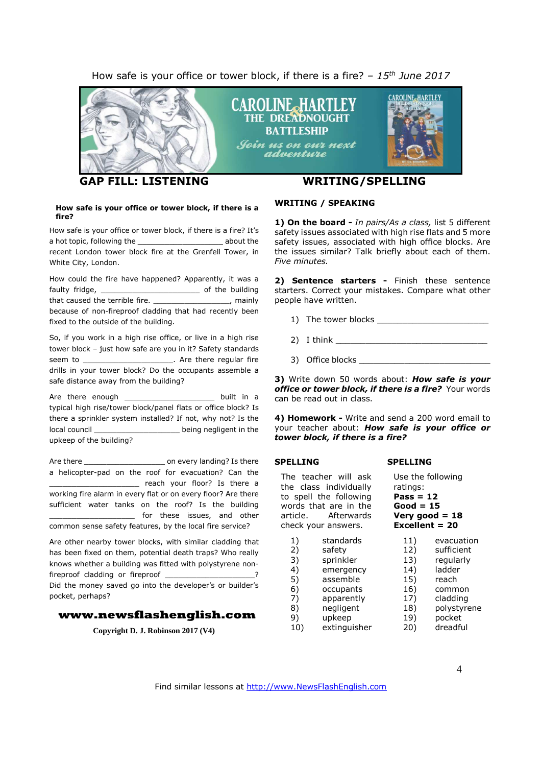How safe is your office or tower block, if there is a fire? – 15th June 2017

CAROLINE & HARTLEY
THE DREADNOUGHT
BATTLESHIP
Join us on our next adventure

## GAP FILL: LISTENING

**How safe is your office or tower block, if there is a fire?**

How safe is your office or tower block, if there is a fire? It's a hot topic, following the __________________ about the recent London tower block fire at the Grenfell Tower, in White City, London.

How could the fire have happened? Apparently, it was a faulty fridge, ______________________ of the building that caused the terrible fire. __________________, mainly because of non-fireproof cladding that had recently been fixed to the outside of the building.

So, if you work in a high rise office, or live in a high rise tower block – just how safe are you in it? Safety standards seem to ____________________. Are there regular fire drills in your tower block? Do the occupants assemble a safe distance away from the building?

Are there enough ____________________ built in a typical high rise/tower block/panel flats or office block? Is there a sprinkler system installed? If not, why not? Is the local council ___________________ being negligent in the upkeep of the building?

Are there ___________________ on every landing? Is there a helicopter-pad on the roof for evacuation? Can the ____________________ reach your floor? Is there a working fire alarm in every flat or on every floor? Are there sufficient water tanks on the roof? Is the building ___________________ for these issues, and other common sense safety features, by the local fire service?

Are other nearby tower blocks, with similar cladding that has been fixed on them, potential death traps? Who really knows whether a building was fitted with polystyrene non-fireproof cladding or fireproof ____________________? Did the money saved go into the developer's or builder's pocket, perhaps?

**www.newsflashenglish.com**

**Copyright D. J. Robinson 2017 (V4)**

## WRITING/SPELLING

**WRITING / SPEAKING**

**1) On the board -** *In pairs/As a class,* list 5 different safety issues associated with high rise flats and 5 more safety issues, associated with high office blocks. Are the issues similar? Talk briefly about each of them. *Five minutes.*

**2) Sentence starters -** Finish these sentence starters. Correct your mistakes. Compare what other people have written.

1) The tower blocks ______________________

2) I think ______________________________

3) Office blocks __________________________

**3)** Write down 50 words about: ***How safe is your office or tower block, if there is a fire?*** Your words can be read out in class.

**4) Homework -** Write and send a 200 word email to your teacher about: ***How safe is your office or tower block, if there is a fire?***

**SPELLING**

The teacher will ask the class individually to spell the following words that are in the article. Afterwards check your answers.

**SPELLING**

Use the following ratings:
**Pass = 12**
**Good = 15**
**Very good = 18**
**Excellent = 20**

1) standards
2) safety
3) sprinkler
4) emergency
5) assemble
6) occupants
7) apparently
8) negligent
9) upkeep
10) extinguisher
11) evacuation
12) sufficient
13) regularly
14) ladder
15) reach
16) common
17) cladding
18) polystyrene
19) pocket
20) dreadful

Find similar lessons at http://www.NewsFlashEnglish.com